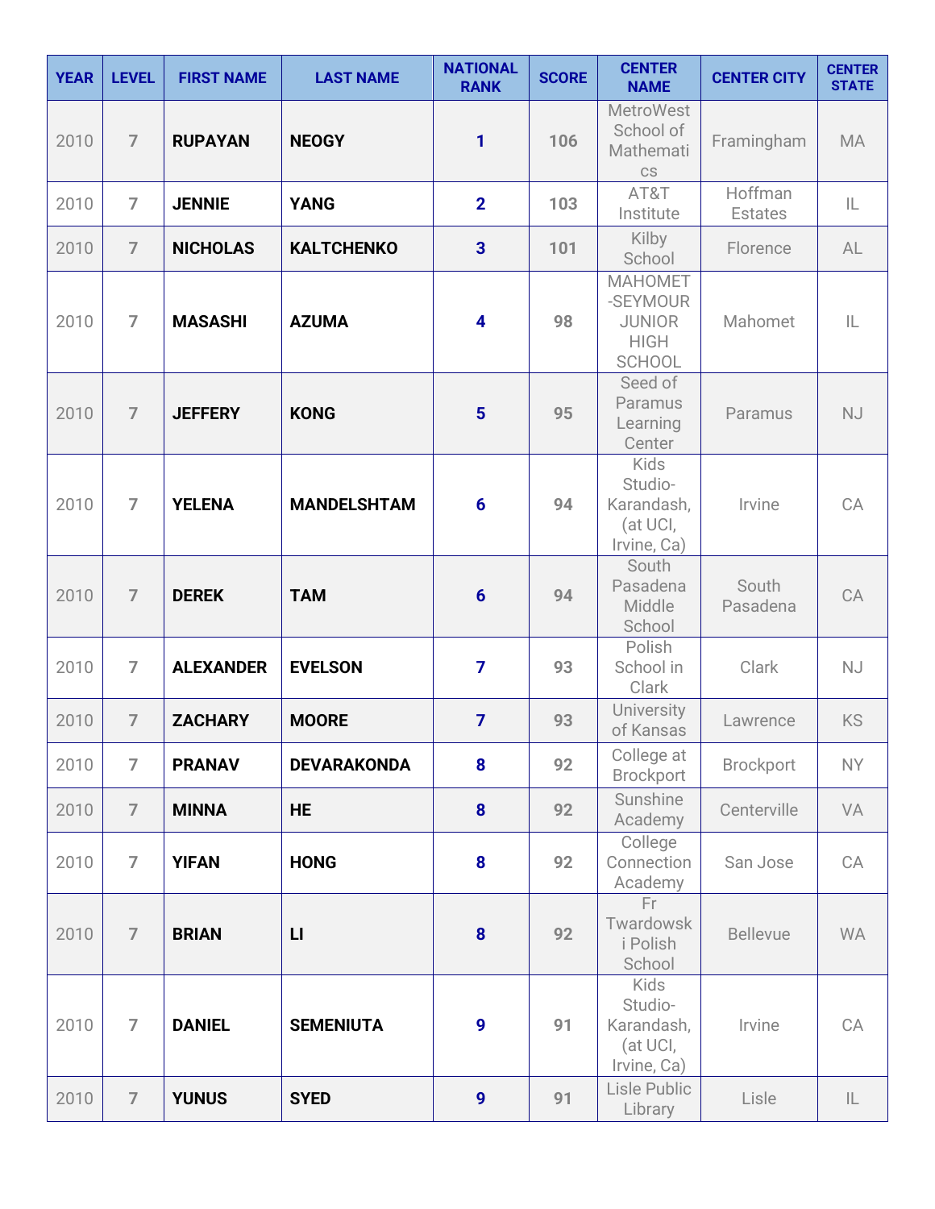| YEAR | LEVEL | FIRST NAME | LAST NAME | NATIONAL RANK | SCORE | CENTER NAME | CENTER CITY | CENTER STATE |
| --- | --- | --- | --- | --- | --- | --- | --- | --- |
| 2010 | 7 | RUPAYAN | NEOGY | 1 | 106 | MetroWest School of Mathematics | Framingham | MA |
| 2010 | 7 | JENNIE | YANG | 2 | 103 | AT&T Institute | Hoffman Estates | IL |
| 2010 | 7 | NICHOLAS | KALTCHENKO | 3 | 101 | Kilby School | Florence | AL |
| 2010 | 7 | MASASHI | AZUMA | 4 | 98 | MAHOMET-SEYMOUR JUNIOR HIGH SCHOOL | Mahomet | IL |
| 2010 | 7 | JEFFERY | KONG | 5 | 95 | Seed of Paramus Learning Center | Paramus | NJ |
| 2010 | 7 | YELENA | MANDELSHTAM | 6 | 94 | Kids Studio-Karandash, (at UCI, Irvine, Ca) | Irvine | CA |
| 2010 | 7 | DEREK | TAM | 6 | 94 | South Pasadena Middle School | South Pasadena | CA |
| 2010 | 7 | ALEXANDER | EVELSON | 7 | 93 | Polish School in Clark | Clark | NJ |
| 2010 | 7 | ZACHARY | MOORE | 7 | 93 | University of Kansas | Lawrence | KS |
| 2010 | 7 | PRANAV | DEVARAKONDA | 8 | 92 | College at Brockport | Brockport | NY |
| 2010 | 7 | MINNA | HE | 8 | 92 | Sunshine Academy | Centerville | VA |
| 2010 | 7 | YIFAN | HONG | 8 | 92 | College Connection Academy | San Jose | CA |
| 2010 | 7 | BRIAN | LI | 8 | 92 | Fr Twardowski Polish School | Bellevue | WA |
| 2010 | 7 | DANIEL | SEMENIUTA | 9 | 91 | Kids Studio-Karandash, (at UCI, Irvine, Ca) | Irvine | CA |
| 2010 | 7 | YUNUS | SYED | 9 | 91 | Lisle Public Library | Lisle | IL |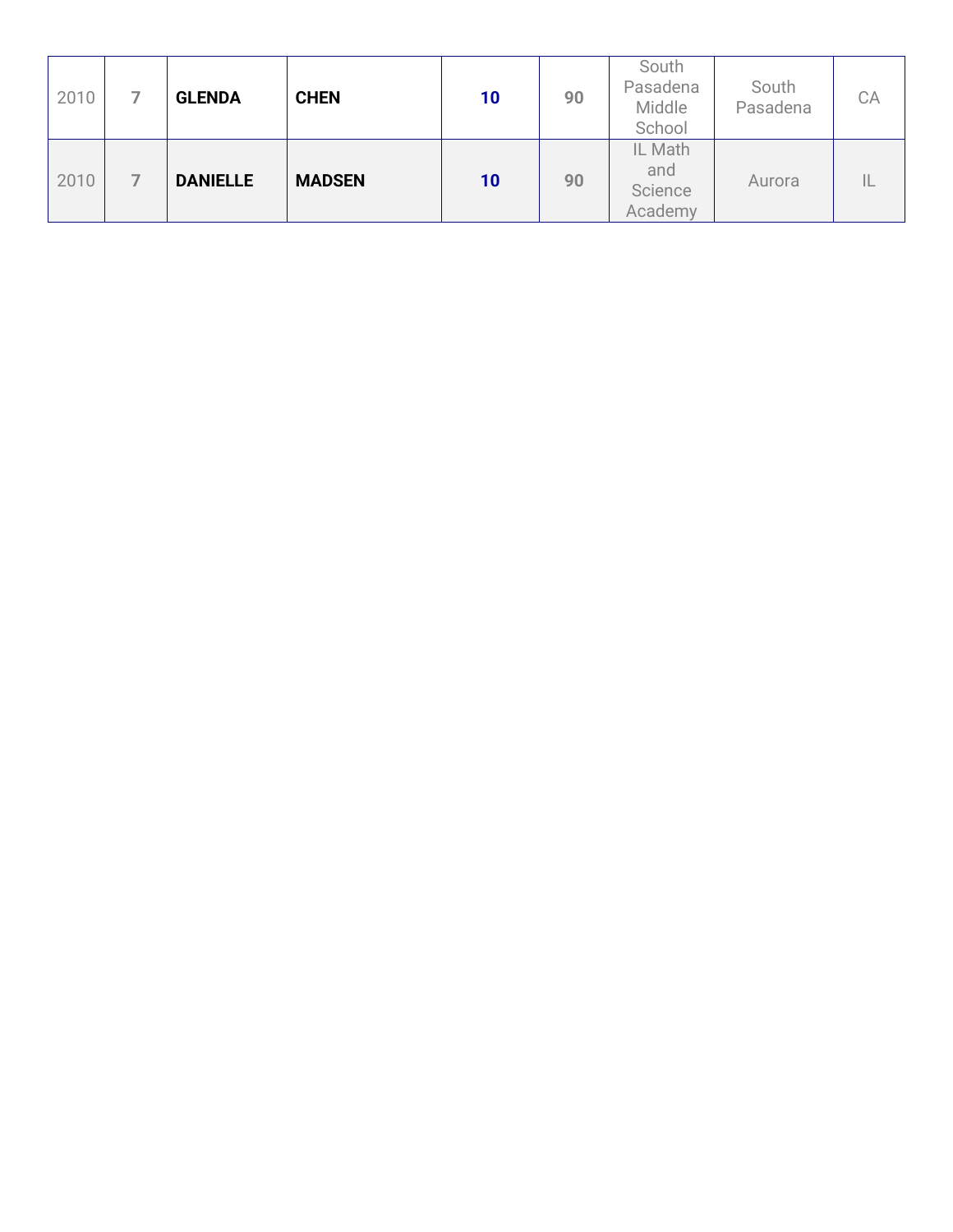| | | | | | | | | |
|---|---|---|---|---|---|---|---|---|
| 2010 | **7** | **GLENDA** | **CHEN** | **10** | **90** | South Pasadena Middle School | South Pasadena | CA |
| 2010 | **7** | **DANIELLE** | **MADSEN** | **10** | **90** | IL Math and Science Academy | Aurora | IL |